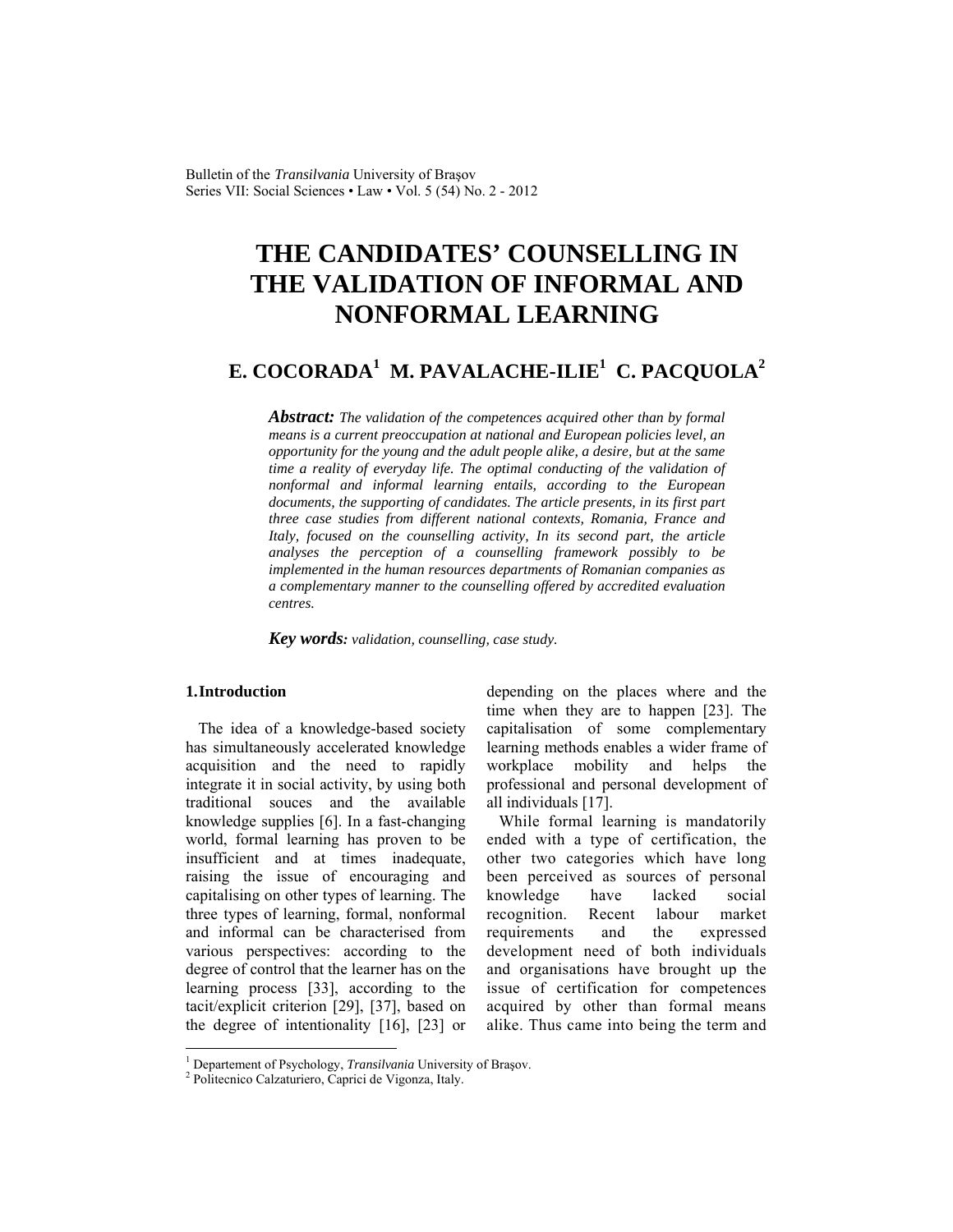# THE CANDIDATES' COUNSELLING IN THE VALIDATION OF INFORMAL AND NONFORMAL LEARNING

## E. COCORADA[1] M. PAVALACHE-ILIE[1] C. PACQUOLA[2]

***Abstract:*** *The validation of the competences acquired other than by formal means is a current preoccupation at national and European policies level, an opportunity for the young and the adult people alike, a desire, but at the same time a reality of everyday life. The optimal conducting of the validation of nonformal and informal learning entails, according to the European documents, the supporting of candidates. The article presents, in its first part three case studies from different national contexts, Romania, France and Italy, focused on the counselling activity, In its second part, the article analyses the perception of a counselling framework possibly to be implemented in the human resources departments of Romanian companies as a complementary manner to the counselling offered by accredited evaluation centres.*

***Key words:*** *validation, counselling, case study.*

### 1. Introduction

The idea of a knowledge-based society has simultaneously accelerated knowledge acquisition and the need to rapidly integrate it in social activity, by using both traditional souces and the available knowledge supplies [6]. In a fast-changing world, formal learning has proven to be insufficient and at times inadequate, raising the issue of encouraging and capitalising on other types of learning. The three types of learning, formal, nonformal and informal can be characterised from various perspectives: according to the degree of control that the learner has on the learning process [33], according to the tacit/explicit criterion [29], [37], based on the degree of intentionality [16], [23] or depending on the places where and the time when they are to happen [23]. The capitalisation of some complementary learning methods enables a wider frame of workplace mobility and helps the professional and personal development of all individuals [17].

While formal learning is mandatorily ended with a type of certification, the other two categories which have long been perceived as sources of personal knowledge have lacked social recognition. Recent labour market requirements and the expressed development need of both individuals and organisations have brought up the issue of certification for competences acquired by other than formal means alike. Thus came into being the term and

---

[1] Departement of Psychology, *Transilvania* University of Braşov.

[2] Politecnico Calzaturiero, Caprici de Vigonza, Italy.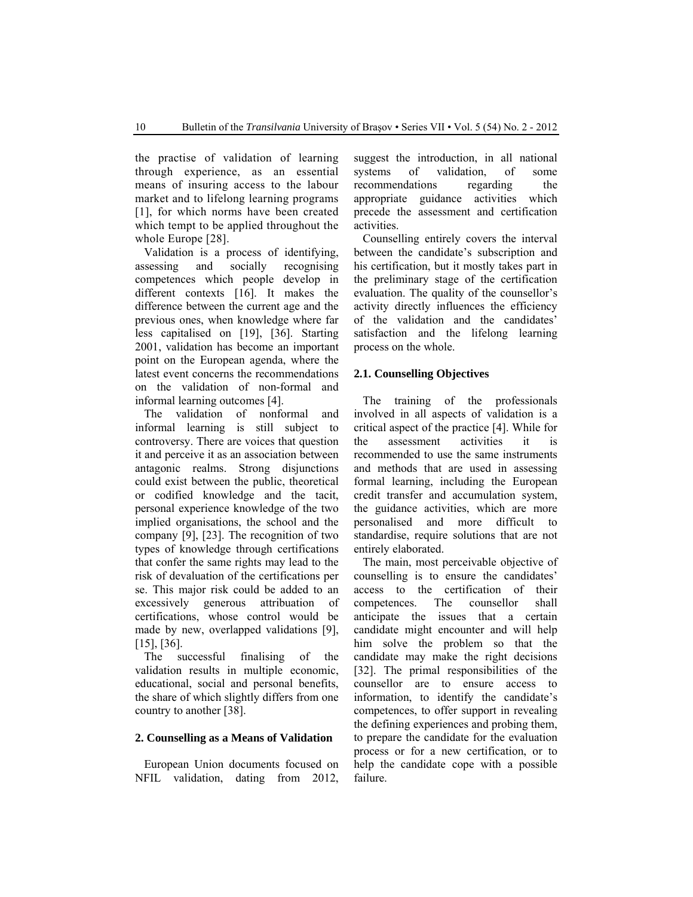the practise of validation of learning through experience, as an essential means of insuring access to the labour market and to lifelong learning programs [1], for which norms have been created which tempt to be applied throughout the whole Europe [28].

Validation is a process of identifying, assessing and socially recognising competences which people develop in different contexts [16]. It makes the difference between the current age and the previous ones, when knowledge where far less capitalised on [19], [36]. Starting 2001, validation has become an important point on the European agenda, where the latest event concerns the recommendations on the validation of non-formal and informal learning outcomes [4].

The validation of nonformal and informal learning is still subject to controversy. There are voices that question it and perceive it as an association between antagonic realms. Strong disjunctions could exist between the public, theoretical or codified knowledge and the tacit, personal experience knowledge of the two implied organisations, the school and the company [9], [23]. The recognition of two types of knowledge through certifications that confer the same rights may lead to the risk of devaluation of the certifications per se. This major risk could be added to an excessively generous attribuation of certifications, whose control would be made by new, overlapped validations [9], [15], [36].

The successful finalising of the validation results in multiple economic, educational, social and personal benefits, the share of which slightly differs from one country to another [38].

## 2. Counselling as a Means of Validation

European Union documents focused on NFIL validation, dating from 2012, suggest the introduction, in all national systems of validation, of some recommendations regarding the appropriate guidance activities which precede the assessment and certification activities.

Counselling entirely covers the interval between the candidate's subscription and his certification, but it mostly takes part in the preliminary stage of the certification evaluation. The quality of the counsellor's activity directly influences the efficiency of the validation and the candidates' satisfaction and the lifelong learning process on the whole.

### 2.1. Counselling Objectives

The training of the professionals involved in all aspects of validation is a critical aspect of the practice [4]. While for the assessment activities it is recommended to use the same instruments and methods that are used in assessing formal learning, including the European credit transfer and accumulation system, the guidance activities, which are more personalised and more difficult to standardise, require solutions that are not entirely elaborated.

The main, most perceivable objective of counselling is to ensure the candidates' access to the certification of their competences. The counsellor shall anticipate the issues that a certain candidate might encounter and will help him solve the problem so that the candidate may make the right decisions [32]. The primal responsibilities of the counsellor are to ensure access to information, to identify the candidate's competences, to offer support in revealing the defining experiences and probing them, to prepare the candidate for the evaluation process or for a new certification, or to help the candidate cope with a possible failure.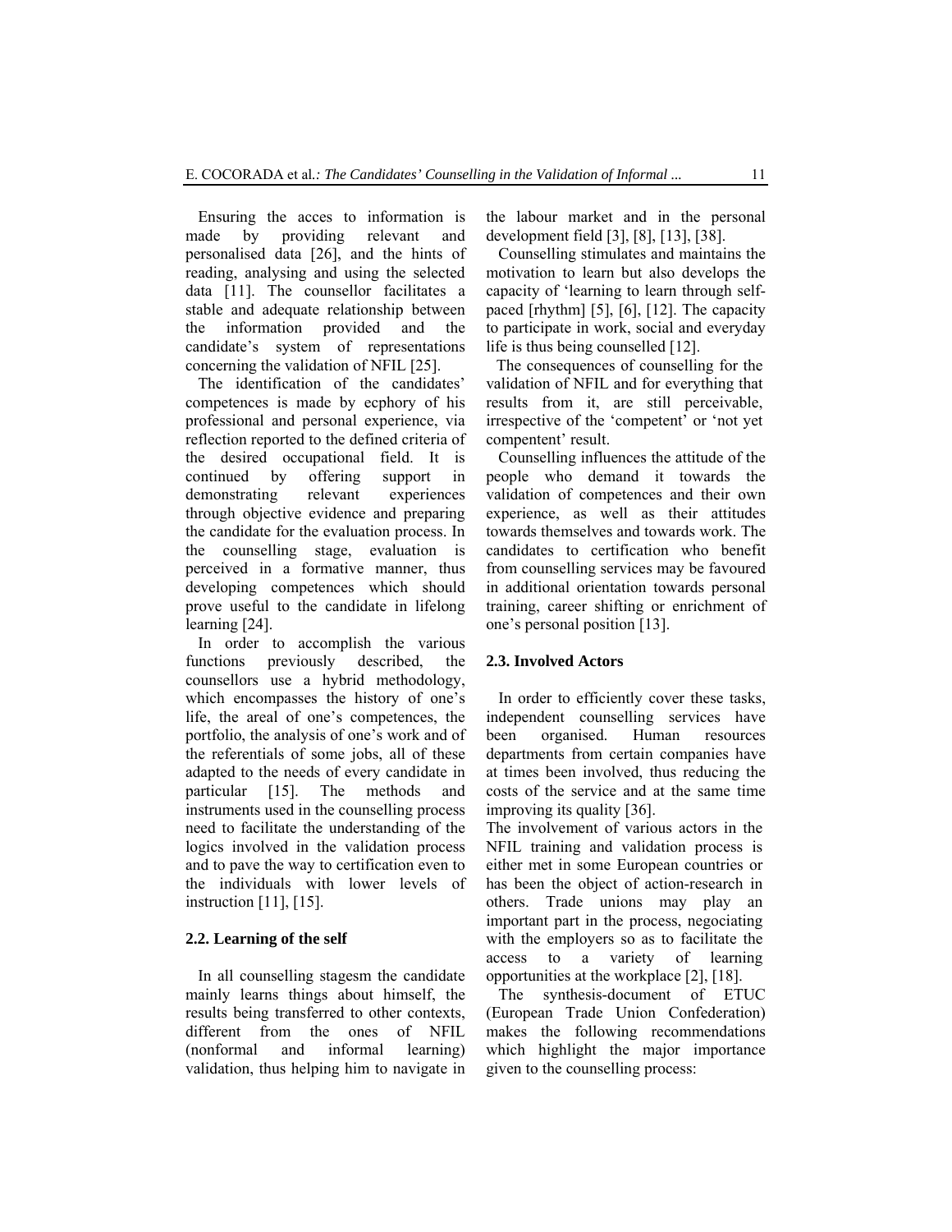Ensuring the acces to information is made by providing relevant and personalised data [26], and the hints of reading, analysing and using the selected data [11]. The counsellor facilitates a stable and adequate relationship between the information provided and the candidate's system of representations concerning the validation of NFIL [25].

The identification of the candidates' competences is made by ecphory of his professional and personal experience, via reflection reported to the defined criteria of the desired occupational field. It is continued by offering support in demonstrating relevant experiences through objective evidence and preparing the candidate for the evaluation process. In the counselling stage, evaluation is perceived in a formative manner, thus developing competences which should prove useful to the candidate in lifelong learning [24].

In order to accomplish the various functions previously described, the counsellors use a hybrid methodology, which encompasses the history of one's life, the areal of one's competences, the portfolio, the analysis of one's work and of the referentials of some jobs, all of these adapted to the needs of every candidate in particular [15]. The methods and instruments used in the counselling process need to facilitate the understanding of the logics involved in the validation process and to pave the way to certification even to the individuals with lower levels of instruction [11], [15].

### 2.2. Learning of the self

In all counselling stagesm the candidate mainly learns things about himself, the results being transferred to other contexts, different from the ones of NFIL (nonformal and informal learning) validation, thus helping him to navigate in the labour market and in the personal development field [3], [8], [13], [38].

Counselling stimulates and maintains the motivation to learn but also develops the capacity of 'learning to learn through self-paced [rhythm] [5], [6], [12]. The capacity to participate in work, social and everyday life is thus being counselled [12].

The consequences of counselling for the validation of NFIL and for everything that results from it, are still perceivable, irrespective of the 'competent' or 'not yet compentent' result.

Counselling influences the attitude of the people who demand it towards the validation of competences and their own experience, as well as their attitudes towards themselves and towards work. The candidates to certification who benefit from counselling services may be favoured in additional orientation towards personal training, career shifting or enrichment of one's personal position [13].

### 2.3. Involved Actors

In order to efficiently cover these tasks, independent counselling services have been organised. Human resources departments from certain companies have at times been involved, thus reducing the costs of the service and at the same time improving its quality [36].

The involvement of various actors in the NFIL training and validation process is either met in some European countries or has been the object of action-research in others. Trade unions may play an important part in the process, negociating with the employers so as to facilitate the access to a variety of learning opportunities at the workplace [2], [18].

The synthesis-document of ETUC (European Trade Union Confederation) makes the following recommendations which highlight the major importance given to the counselling process: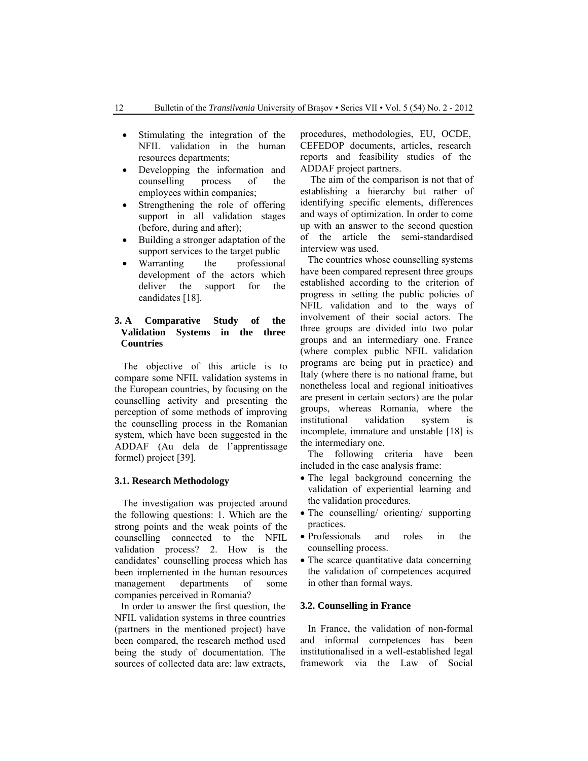- Stimulating the integration of the NFIL validation in the human resources departments;
- Developping the information and counselling process of the employees within companies;
- Strengthening the role of offering support in all validation stages (before, during and after);
- Building a stronger adaptation of the support services to the target public
- Warranting the professional development of the actors which deliver the support for the candidates [18].

## 3. A Comparative Study of the Validation Systems in the three Countries

The objective of this article is to compare some NFIL validation systems in the European countries, by focusing on the counselling activity and presenting the perception of some methods of improving the counselling process in the Romanian system, which have been suggested in the ADDAF (Au dela de l'apprentissage formel) project [39].

### 3.1. Research Methodology

The investigation was projected around the following questions: 1. Which are the strong points and the weak points of the counselling connected to the NFIL validation process? 2. How is the candidates' counselling process which has been implemented in the human resources management departments of some companies perceived in Romania?

In order to answer the first question, the NFIL validation systems in three countries (partners in the mentioned project) have been compared, the research method used being the study of documentation. The sources of collected data are: law extracts, procedures, methodologies, EU, OCDE, CEFEDOP documents, articles, research reports and feasibility studies of the ADDAF project partners.

The aim of the comparison is not that of establishing a hierarchy but rather of identifying specific elements, differences and ways of optimization. In order to come up with an answer to the second question of the article the semi-standardised interview was used.

The countries whose counselling systems have been compared represent three groups established according to the criterion of progress in setting the public policies of NFIL validation and to the ways of involvement of their social actors. The three groups are divided into two polar groups and an intermediary one. France (where complex public NFIL validation programs are being put in practice) and Italy (where there is no national frame, but nonetheless local and regional initioatives are present in certain sectors) are the polar groups, whereas Romania, where the institutional validation system is incomplete, immature and unstable [18] is the intermediary one.

The following criteria have been included in the case analysis frame:

- The legal background concerning the validation of experiential learning and the validation procedures.
- The counselling/ orienting/ supporting practices.
- Professionals and roles in the counselling process.
- The scarce quantitative data concerning the validation of competences acquired in other than formal ways.

### 3.2. Counselling in France

In France, the validation of non-formal and informal competences has been institutionalised in a well-established legal framework via the Law of Social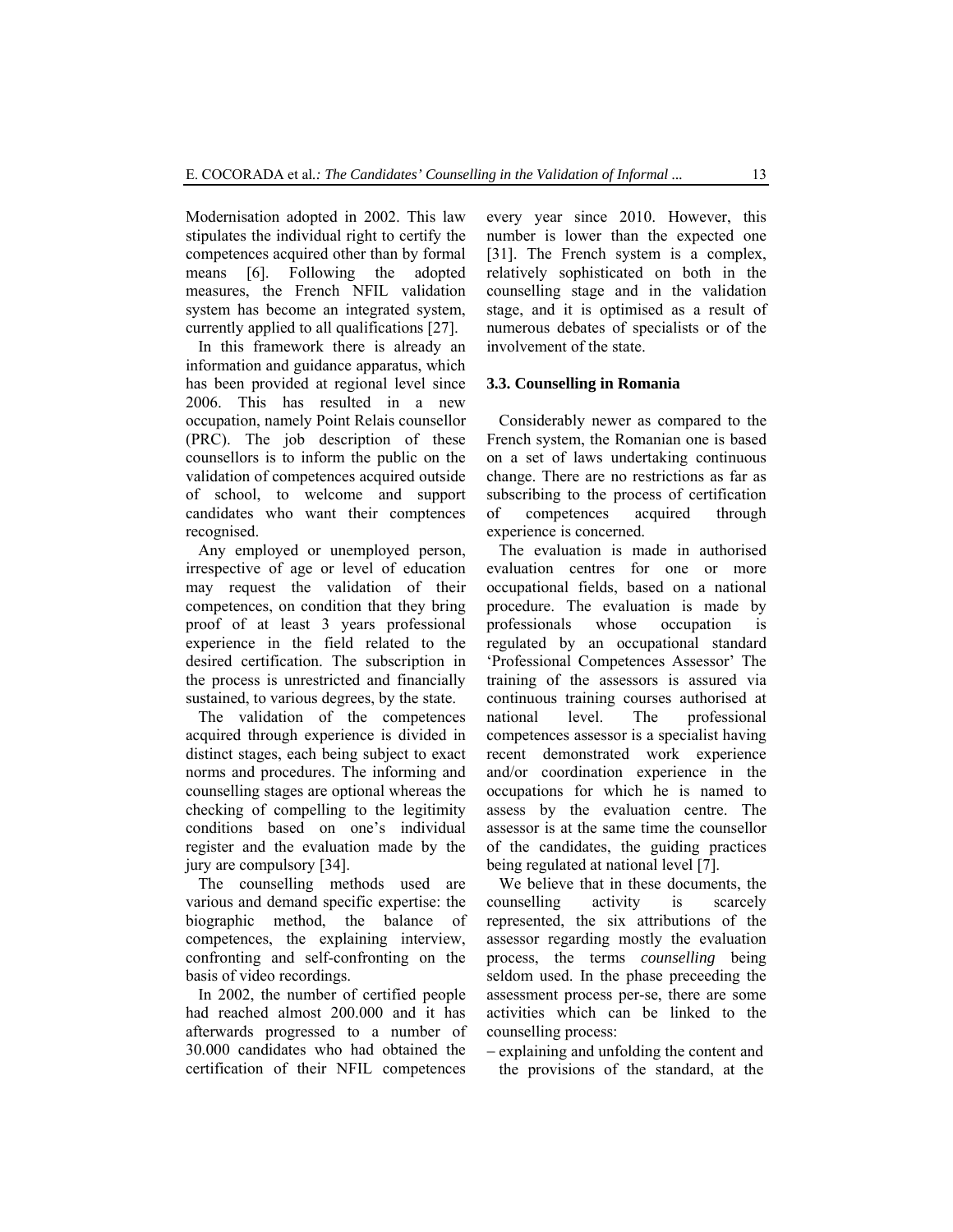Modernisation adopted in 2002. This law stipulates the individual right to certify the competences acquired other than by formal means [6]. Following the adopted measures, the French NFIL validation system has become an integrated system, currently applied to all qualifications [27].

In this framework there is already an information and guidance apparatus, which has been provided at regional level since 2006. This has resulted in a new occupation, namely Point Relais counsellor (PRC). The job description of these counsellors is to inform the public on the validation of competences acquired outside of school, to welcome and support candidates who want their comptences recognised.

Any employed or unemployed person, irrespective of age or level of education may request the validation of their competences, on condition that they bring proof of at least 3 years professional experience in the field related to the desired certification. The subscription in the process is unrestricted and financially sustained, to various degrees, by the state.

The validation of the competences acquired through experience is divided in distinct stages, each being subject to exact norms and procedures. The informing and counselling stages are optional whereas the checking of compelling to the legitimity conditions based on one's individual register and the evaluation made by the jury are compulsory [34].

The counselling methods used are various and demand specific expertise: the biographic method, the balance of competences, the explaining interview, confronting and self-confronting on the basis of video recordings.

In 2002, the number of certified people had reached almost 200.000 and it has afterwards progressed to a number of 30.000 candidates who had obtained the certification of their NFIL competences every year since 2010. However, this number is lower than the expected one [31]. The French system is a complex, relatively sophisticated on both in the counselling stage and in the validation stage, and it is optimised as a result of numerous debates of specialists or of the involvement of the state.

### 3.3. Counselling in Romania

Considerably newer as compared to the French system, the Romanian one is based on a set of laws undertaking continuous change. There are no restrictions as far as subscribing to the process of certification of competences acquired through experience is concerned.

The evaluation is made in authorised evaluation centres for one or more occupational fields, based on a national procedure. The evaluation is made by professionals whose occupation is regulated by an occupational standard 'Professional Competences Assessor' The training of the assessors is assured via continuous training courses authorised at national level. The professional competences assessor is a specialist having recent demonstrated work experience and/or coordination experience in the occupations for which he is named to assess by the evaluation centre. The assessor is at the same time the counsellor of the candidates, the guiding practices being regulated at national level [7].

We believe that in these documents, the counselling activity is scarcely represented, the six attributions of the assessor regarding mostly the evaluation process, the terms *counselling* being seldom used. In the phase preceeding the assessment process per-se, there are some activities which can be linked to the counselling process:

– explaining and unfolding the content and the provisions of the standard, at the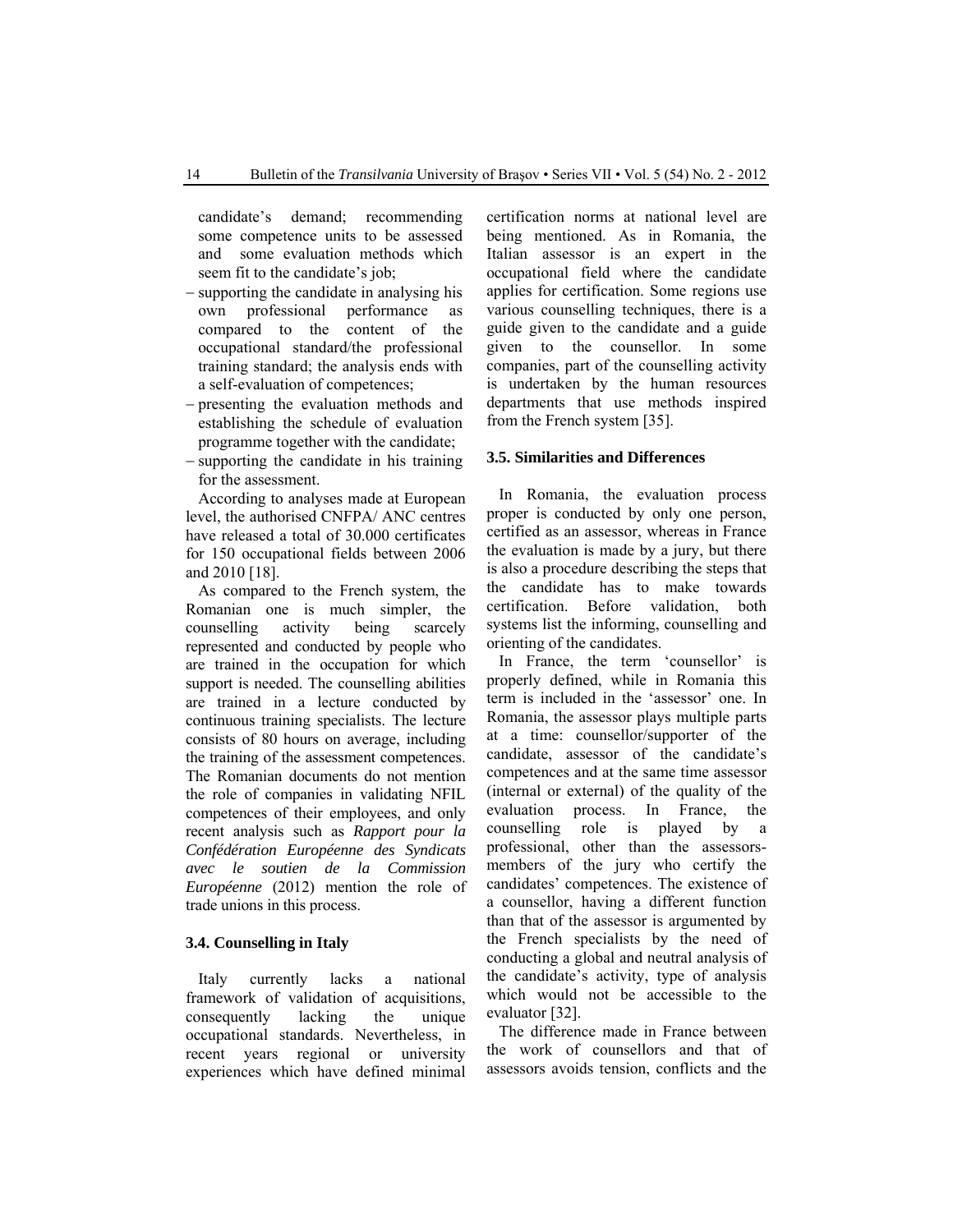candidate's demand; recommending some competence units to be assessed and some evaluation methods which seem fit to the candidate's job;

- supporting the candidate in analysing his own professional performance as compared to the content of the occupational standard/the professional training standard; the analysis ends with a self-evaluation of competences;
- presenting the evaluation methods and establishing the schedule of evaluation programme together with the candidate;
- supporting the candidate in his training for the assessment.

According to analyses made at European level, the authorised CNFPA/ ANC centres have released a total of 30.000 certificates for 150 occupational fields between 2006 and 2010 [18].

As compared to the French system, the Romanian one is much simpler, the counselling activity being scarcely represented and conducted by people who are trained in the occupation for which support is needed. The counselling abilities are trained in a lecture conducted by continuous training specialists. The lecture consists of 80 hours on average, including the training of the assessment competences. The Romanian documents do not mention the role of companies in validating NFIL competences of their employees, and only recent analysis such as *Rapport pour la Confédération Européenne des Syndicats avec le soutien de la Commission Européenne* (2012) mention the role of trade unions in this process.

### 3.4. Counselling in Italy

Italy currently lacks a national framework of validation of acquisitions, consequently lacking the unique occupational standards. Nevertheless, in recent years regional or university experiences which have defined minimal certification norms at national level are being mentioned. As in Romania, the Italian assessor is an expert in the occupational field where the candidate applies for certification. Some regions use various counselling techniques, there is a guide given to the candidate and a guide given to the counsellor. In some companies, part of the counselling activity is undertaken by the human resources departments that use methods inspired from the French system [35].

### 3.5. Similarities and Differences

In Romania, the evaluation process proper is conducted by only one person, certified as an assessor, whereas in France the evaluation is made by a jury, but there is also a procedure describing the steps that the candidate has to make towards certification. Before validation, both systems list the informing, counselling and orienting of the candidates.

In France, the term 'counsellor' is properly defined, while in Romania this term is included in the 'assessor' one. In Romania, the assessor plays multiple parts at a time: counsellor/supporter of the candidate, assessor of the candidate's competences and at the same time assessor (internal or external) of the quality of the evaluation process. In France, the counselling role is played by a professional, other than the assessors-members of the jury who certify the candidates' competences. The existence of a counsellor, having a different function than that of the assessor is argumented by the French specialists by the need of conducting a global and neutral analysis of the candidate's activity, type of analysis which would not be accessible to the evaluator [32].

The difference made in France between the work of counsellors and that of assessors avoids tension, conflicts and the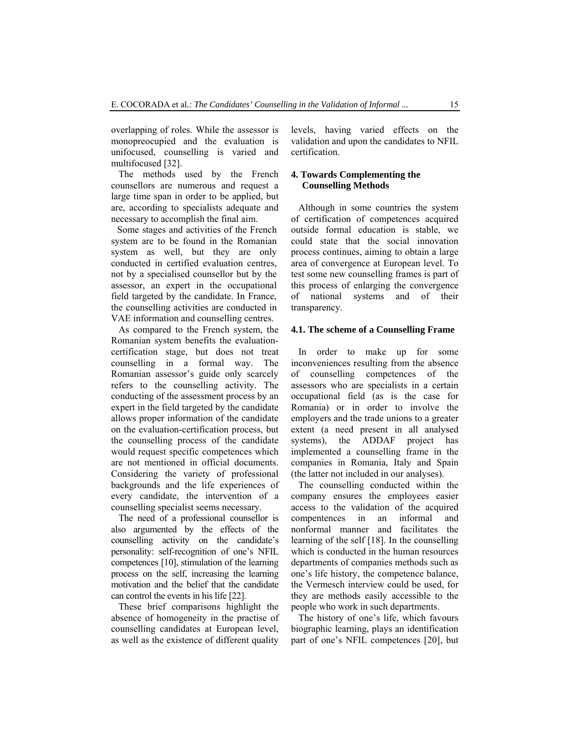overlapping of roles. While the assessor is monopreocupied and the evaluation is unifocused, counselling is varied and multifocused [32].

The methods used by the French counsellors are numerous and request a large time span in order to be applied, but are, according to specialists adequate and necessary to accomplish the final aim.

Some stages and activities of the French system are to be found in the Romanian system as well, but they are only conducted in certified evaluation centres, not by a specialised counsellor but by the assessor, an expert in the occupational field targeted by the candidate. In France, the counselling activities are conducted in VAE information and counselling centres.

As compared to the French system, the Romanian system benefits the evaluation-certification stage, but does not treat counselling in a formal way. The Romanian assessor's guide only scarcely refers to the counselling activity. The conducting of the assessment process by an expert in the field targeted by the candidate allows proper information of the candidate on the evaluation-certification process, but the counselling process of the candidate would request specific competences which are not mentioned in official documents. Considering the variety of professional backgrounds and the life experiences of every candidate, the intervention of a counselling specialist seems necessary.

The need of a professional counsellor is also argumented by the effects of the counselling activity on the candidate's personality: self-recognition of one's NFIL competences [10], stimulation of the learning process on the self, increasing the learning motivation and the belief that the candidate can control the events in his life [22].

These brief comparisons highlight the absence of homogeneity in the practise of counselling candidates at European level, as well as the existence of different quality levels, having varied effects on the validation and upon the candidates to NFIL certification.

## 4. Towards Complementing the Counselling Methods

Although in some countries the system of certification of competences acquired outside formal education is stable, we could state that the social innovation process continues, aiming to obtain a large area of convergence at European level. To test some new counselling frames is part of this process of enlarging the convergence of national systems and of their transparency.

### 4.1. The scheme of a Counselling Frame

In order to make up for some inconveniences resulting from the absence of counselling competences of the assessors who are specialists in a certain occupational field (as is the case for Romania) or in order to involve the employers and the trade unions to a greater extent (a need present in all analysed systems), the ADDAF project has implemented a counselling frame in the companies in Romania, Italy and Spain (the latter not included in our analyses).

The counselling conducted within the company ensures the employees easier access to the validation of the acquired compentences in an informal and nonformal manner and facilitates the learning of the self [18]. In the counselling which is conducted in the human resources departments of companies methods such as one's life history, the competence balance, the Vermesch interview could be used, for they are methods easily accessible to the people who work in such departments.

The history of one's life, which favours biographic learning, plays an identification part of one's NFIL competences [20], but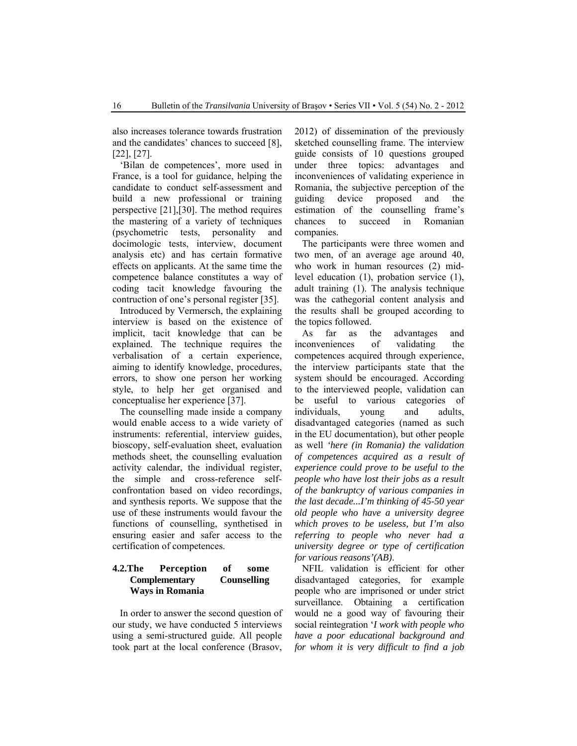also increases tolerance towards frustration and the candidates' chances to succeed [8], [22], [27].

'Bilan de competences', more used in France, is a tool for guidance, helping the candidate to conduct self-assessment and build a new professional or training perspective [21],[30]. The method requires the mastering of a variety of techniques (psychometric tests, personality and docimologic tests, interview, document analysis etc) and has certain formative effects on applicants. At the same time the competence balance constitutes a way of coding tacit knowledge favouring the contruction of one's personal register [35].

Introduced by Vermersch, the explaining interview is based on the existence of implicit, tacit knowledge that can be explained. The technique requires the verbalisation of a certain experience, aiming to identify knowledge, procedures, errors, to show one person her working style, to help her get organised and conceptualise her experience [37].

The counselling made inside a company would enable access to a wide variety of instruments: referential, interview guides, bioscopy, self-evaluation sheet, evaluation methods sheet, the counselling evaluation activity calendar, the individual register, the simple and cross-reference self-confrontation based on video recordings, and synthesis reports. We suppose that the use of these instruments would favour the functions of counselling, synthetised in ensuring easier and safer access to the certification of competences.

## 4.2.The Perception of some Complementary Counselling Ways in Romania

In order to answer the second question of our study, we have conducted 5 interviews using a semi-structured guide. All people took part at the local conference (Brasov, 2012) of dissemination of the previously sketched counselling frame. The interview guide consists of 10 questions grouped under three topics: advantages and inconveniences of validating experience in Romania, the subjective perception of the guiding device proposed and the estimation of the counselling frame's chances to succeed in Romanian companies.

The participants were three women and two men, of an average age around 40, who work in human resources (2) mid-level education (1), probation service (1), adult training (1). The analysis technique was the cathegorial content analysis and the results shall be grouped according to the topics followed.

As far as the advantages and inconveniences of validating the competences acquired through experience, the interview participants state that the system should be encouraged. According to the interviewed people, validation can be useful to various categories of individuals, young and adults, disadvantaged categories (named as such in the EU documentation), but other people as well *'here (in Romania) the validation of competences acquired as a result of experience could prove to be useful to the people who have lost their jobs as a result of the bankruptcy of various companies in the last decade...I'm thinking of 45-50 year old people who have a university degree which proves to be useless, but I'm also referring to people who never had a university degree or type of certification for various reasons'(AB)*.

NFIL validation is efficient for other disadvantaged categories, for example people who are imprisoned or under strict surveillance. Obtaining a certification would ne a good way of favouring their social reintegration '*I work with people who have a poor educational background and for whom it is very difficult to find a job*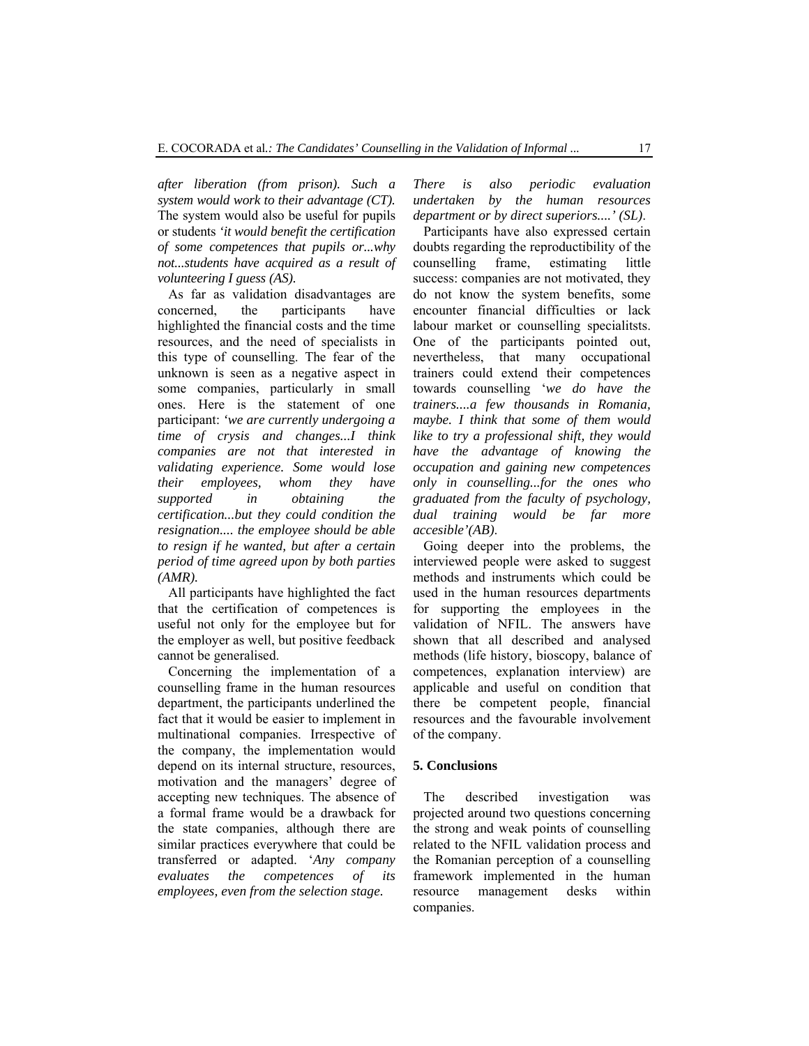*after liberation (from prison). Such a system would work to their advantage (CT).* The system would also be useful for pupils or students *'it would benefit the certification of some competences that pupils or...why not...students have acquired as a result of volunteering I guess (AS).*

As far as validation disadvantages are concerned, the participants have highlighted the financial costs and the time resources, and the need of specialists in this type of counselling. The fear of the unknown is seen as a negative aspect in some companies, particularly in small ones. Here is the statement of one participant: *'we are currently undergoing a time of crysis and changes...I think companies are not that interested in validating experience. Some would lose their employees, whom they have supported in obtaining the certification...but they could condition the resignation.... the employee should be able to resign if he wanted, but after a certain period of time agreed upon by both parties (AMR).*

All participants have highlighted the fact that the certification of competences is useful not only for the employee but for the employer as well, but positive feedback cannot be generalised.

Concerning the implementation of a counselling frame in the human resources department, the participants underlined the fact that it would be easier to implement in multinational companies. Irrespective of the company, the implementation would depend on its internal structure, resources, motivation and the managers' degree of accepting new techniques. The absence of a formal frame would be a drawback for the state companies, although there are similar practices everywhere that could be transferred or adapted. '*Any company evaluates the competences of its employees, even from the selection stage. There is also periodic evaluation undertaken by the human resources department or by direct superiors....' (SL).*

Participants have also expressed certain doubts regarding the reproductibility of the counselling frame, estimating little success: companies are not motivated, they do not know the system benefits, some encounter financial difficulties or lack labour market or counselling specialitsts. One of the participants pointed out, nevertheless, that many occupational trainers could extend their competences towards counselling '*we do have the trainers....a few thousands in Romania, maybe. I think that some of them would like to try a professional shift, they would have the advantage of knowing the occupation and gaining new competences only in counselling...for the ones who graduated from the faculty of psychology, dual training would be far more accesible'(AB).*

Going deeper into the problems, the interviewed people were asked to suggest methods and instruments which could be used in the human resources departments for supporting the employees in the validation of NFIL. The answers have shown that all described and analysed methods (life history, bioscopy, balance of competences, explanation interview) are applicable and useful on condition that there be competent people, financial resources and the favourable involvement of the company.

## 5. Conclusions

The described investigation was projected around two questions concerning the strong and weak points of counselling related to the NFIL validation process and the Romanian perception of a counselling framework implemented in the human resource management desks within companies.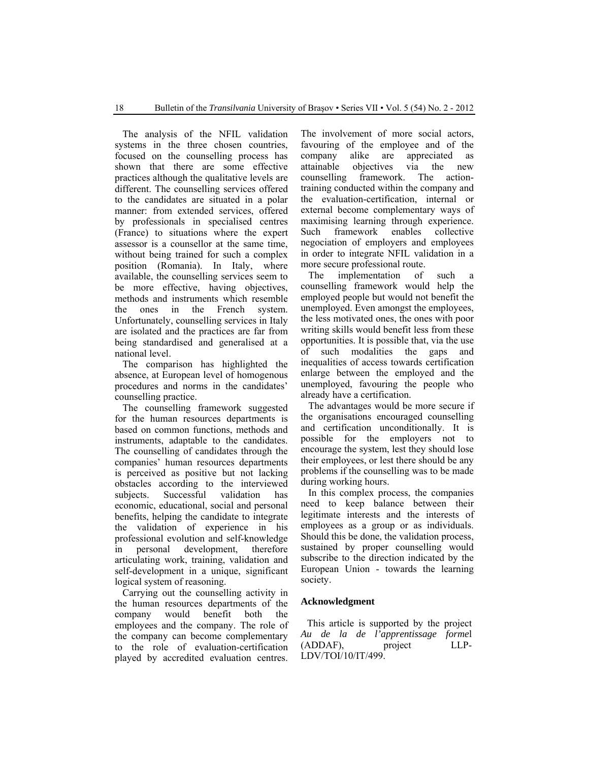The analysis of the NFIL validation systems in the three chosen countries, focused on the counselling process has shown that there are some effective practices although the qualitative levels are different. The counselling services offered to the candidates are situated in a polar manner: from extended services, offered by professionals in specialised centres (France) to situations where the expert assessor is a counsellor at the same time, without being trained for such a complex position (Romania). In Italy, where available, the counselling services seem to be more effective, having objectives, methods and instruments which resemble the ones in the French system. Unfortunately, counselling services in Italy are isolated and the practices are far from being standardised and generalised at a national level.

The comparison has highlighted the absence, at European level of homogenous procedures and norms in the candidates' counselling practice.

The counselling framework suggested for the human resources departments is based on common functions, methods and instruments, adaptable to the candidates. The counselling of candidates through the companies' human resources departments is perceived as positive but not lacking obstacles according to the interviewed subjects. Successful validation has economic, educational, social and personal benefits, helping the candidate to integrate the validation of experience in his professional evolution and self-knowledge in personal development, therefore articulating work, training, validation and self-development in a unique, significant logical system of reasoning.

Carrying out the counselling activity in the human resources departments of the company would benefit both the employees and the company. The role of the company can become complementary to the role of evaluation-certification played by accredited evaluation centres. The involvement of more social actors, favouring of the employee and of the company alike are appreciated as attainable objectives via the new counselling framework. The action-training conducted within the company and the evaluation-certification, internal or external become complementary ways of maximising learning through experience. Such framework enables collective negociation of employers and employees in order to integrate NFIL validation in a more secure professional route.

The implementation of such a counselling framework would help the employed people but would not benefit the unemployed. Even amongst the employees, the less motivated ones, the ones with poor writing skills would benefit less from these opportunities. It is possible that, via the use of such modalities the gaps and inequalities of access towards certification enlarge between the employed and the unemployed, favouring the people who already have a certification.

The advantages would be more secure if the organisations encouraged counselling and certification unconditionally. It is possible for the employers not to encourage the system, lest they should lose their employees, or lest there should be any problems if the counselling was to be made during working hours.

In this complex process, the companies need to keep balance between their legitimate interests and the interests of employees as a group or as individuals. Should this be done, the validation process, sustained by proper counselling would subscribe to the direction indicated by the European Union - towards the learning society.

## Acknowledgment

This article is supported by the project *Au de la de l'apprentissage forme*l (ADDAF), project LLP-LDV/TOI/10/IT/499.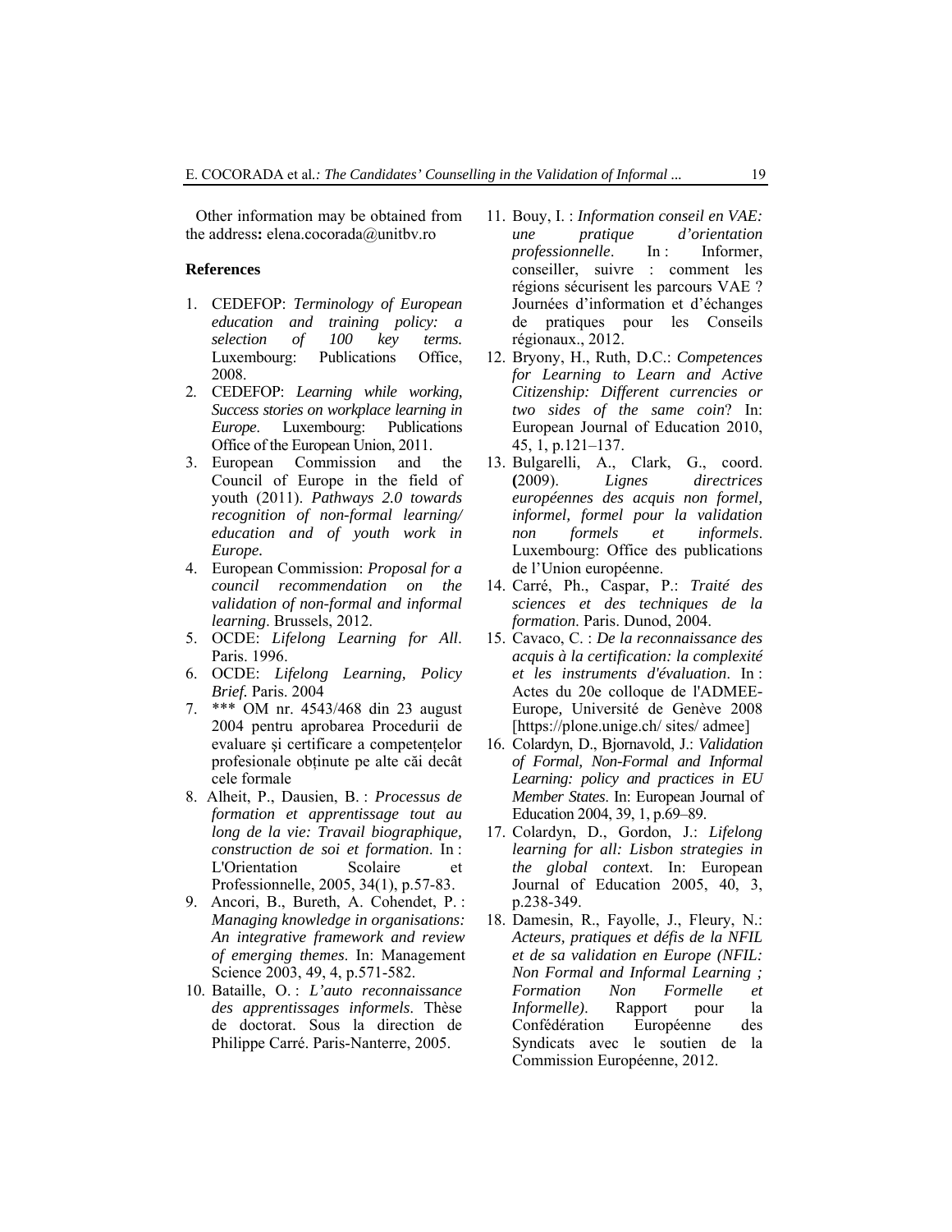Other information may be obtained from the address: elena.cocorada@unitbv.ro

## References

1. CEDEFOP: *Terminology of European education and training policy: a selection of 100 key terms.* Luxembourg: Publications Office, 2008.
2. CEDEFOP: *Learning while working, Success stories on workplace learning in Europe*. Luxembourg: Publications Office of the European Union, 2011.
3. European Commission and the Council of Europe in the field of youth (2011). *Pathways 2.0 towards recognition of non-formal learning/ education and of youth work in Europe*.
4. European Commission: *Proposal for a council recommendation on the validation of non-formal and informal learning*. Brussels, 2012.
5. OCDE: *Lifelong Learning for All*. Paris. 1996.
6. OCDE: *Lifelong Learning, Policy Brief.* Paris. 2004
7. *** OM nr. 4543/468 din 23 august 2004 pentru aprobarea Procedurii de evaluare şi certificare a competenţelor profesionale obţinute pe alte căi decât cele formale
8. Alheit, P., Dausien, B. : *Processus de formation et apprentissage tout au long de la vie: Travail biographique, construction de soi et formation*. In : L'Orientation Scolaire et Professionnelle, 2005, 34(1), p.57-83.
9. Ancori, B., Bureth, A. Cohendet, P. : *Managing knowledge in organisations: An integrative framework and review of emerging themes*. In: Management Science 2003, 49, 4, p.571-582.
10. Bataille, O. : *L'auto reconnaissance des apprentissages informels*. Thèse de doctorat. Sous la direction de Philippe Carré. Paris-Nanterre, 2005.
11. Bouy, I. : *Information conseil en VAE: une pratique d'orientation professionnelle*. In : Informer, conseiller, suivre : comment les régions sécurisent les parcours VAE ? Journées d'information et d'échanges de pratiques pour les Conseils régionaux., 2012.
12. Bryony, H., Ruth, D.C.: *Competences for Learning to Learn and Active Citizenship: Different currencies or two sides of the same coin*? In: European Journal of Education 2010, 45, 1, p.121–137.
13. Bulgarelli, A., Clark, G., coord. **(**2009). *Lignes directrices européennes des acquis non formel, informel, formel pour la validation non formels et informels*. Luxembourg: Office des publications de l'Union européenne.
14. Carré, Ph., Caspar, P.: *Traité des sciences et des techniques de la formation*. Paris. Dunod, 2004.
15. Cavaco, C. : *De la reconnaissance des acquis à la certification: la complexité et les instruments d'évaluation*. In : Actes du 20e colloque de l'ADMEE-Europe, Université de Genève 2008 [https://plone.unige.ch/ sites/ admee]
16. Colardyn, D., Bjornavold, J.: *Validation of Formal, Non-Formal and Informal Learning: policy and practices in EU Member States*. In: European Journal of Education 2004, 39, 1, p.69–89.
17. Colardyn, D., Gordon, J.: *Lifelong learning for all: Lisbon strategies in the global context*. In: European Journal of Education 2005, 40, 3, p.238-349.
18. Damesin, R., Fayolle, J., Fleury, N.: *Acteurs, pratiques et défis de la NFIL et de sa validation en Europe (NFIL: Non Formal and Informal Learning ; Formation Non Formelle et Informelle)*. Rapport pour la Confédération Européenne des Syndicats avec le soutien de la Commission Européenne, 2012.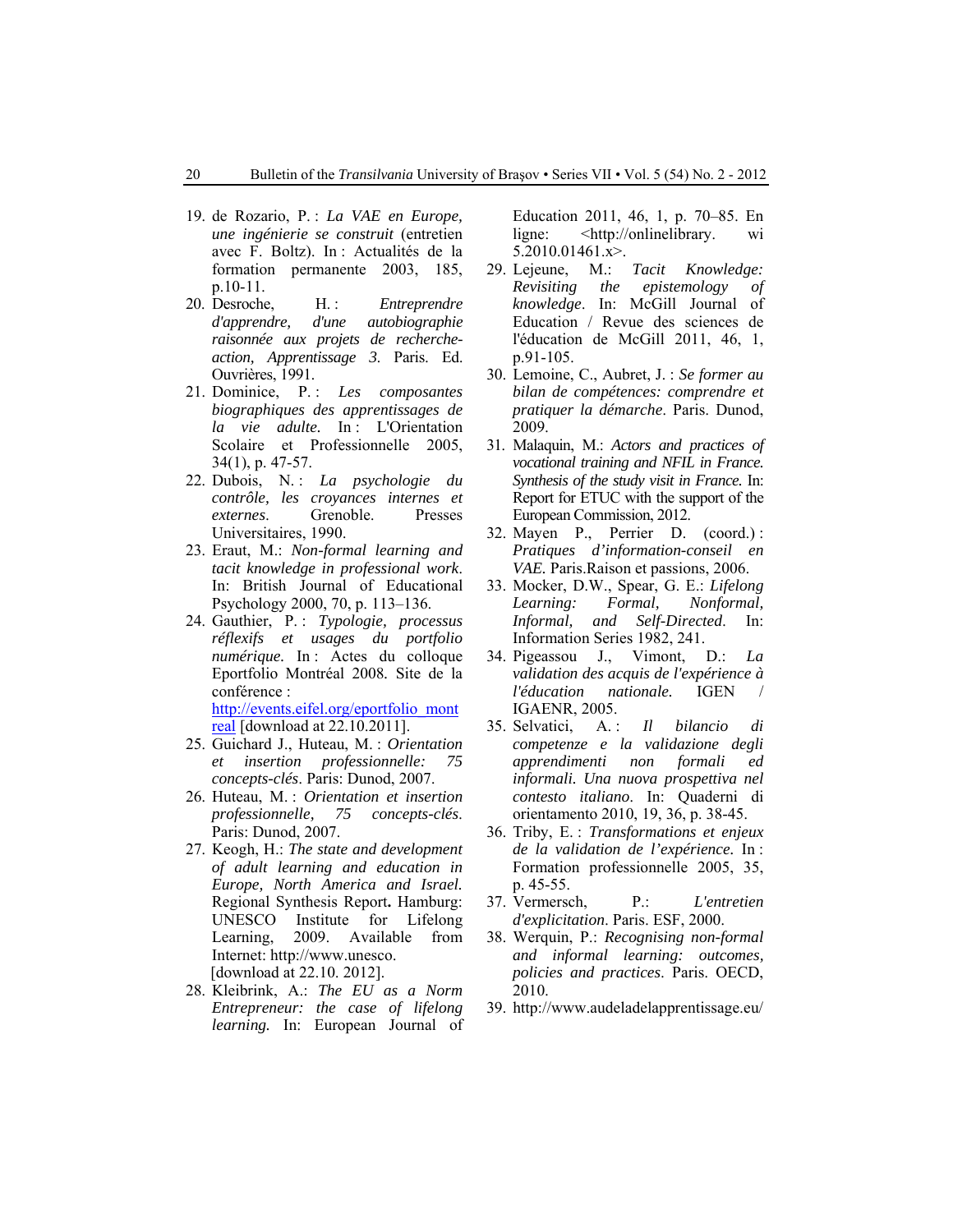19. de Rozario, P. : *La VAE en Europe, une ingénierie se construit* (entretien avec F. Boltz). In : Actualités de la formation permanente 2003, 185, p.10-11.
20. Desroche, H. : *Entreprendre d'apprendre, d'une autobiographie raisonnée aux projets de recherche-action, Apprentissage 3.* Paris. Ed. Ouvrières, 1991.
21. Dominice, P. : *Les composantes biographiques des apprentissages de la vie adulte.* In : L'Orientation Scolaire et Professionnelle 2005, 34(1), p. 47-57.
22. Dubois, N. : *La psychologie du contrôle, les croyances internes et externes*. Grenoble. Presses Universitaires, 1990.
23. Eraut, M.: *Non-formal learning and tacit knowledge in professional work*. In: British Journal of Educational Psychology 2000, 70, p. 113–136.
24. Gauthier, P. : *Typologie, processus réflexifs et usages du portfolio numérique.* In : Actes du colloque Eportfolio Montréal 2008. Site de la conférence : http://events.eifel.org/eportfolio_montreal [download at 22.10.2011].
25. Guichard J., Huteau, M. : *Orientation et insertion professionnelle: 75 concepts-clés*. Paris: Dunod, 2007.
26. Huteau, M. : *Orientation et insertion professionnelle, 75 concepts-clés*. Paris: Dunod, 2007.
27. Keogh, H.: *The state and development of adult learning and education in Europe, North America and Israel.* Regional Synthesis Report**.** Hamburg: UNESCO Institute for Lifelong Learning, 2009. Available from Internet: http://www.unesco. [download at 22.10. 2012].
28. Kleibrink, A.: *The EU as a Norm Entrepreneur: the case of lifelong learning.* In: European Journal of Education 2011, 46, 1, p. 70–85. En ligne: <http://onlinelibrary. wi 5.2010.01461.x>.
29. Lejeune, M.: *Tacit Knowledge: Revisiting the epistemology of knowledge*. In: McGill Journal of Education / Revue des sciences de l'éducation de McGill 2011, 46, 1, p.91-105.
30. Lemoine, C., Aubret, J. : *Se former au bilan de compétences: comprendre et pratiquer la démarche*. Paris. Dunod, 2009.
31. Malaquin, M.: *Actors and practices of vocational training and NFIL in France. Synthesis of the study visit in France.* In: Report for ETUC with the support of the European Commission, 2012.
32. Mayen P., Perrier D. (coord.) : *Pratiques d'information-conseil en VAE.* Paris.Raison et passions, 2006.
33. Mocker, D.W., Spear, G. E.: *Lifelong Learning: Formal, Nonformal, Informal, and Self-Directed*. In: Information Series 1982, 241.
34. Pigeassou J., Vimont, D.: *La validation des acquis de l'expérience à l'éducation nationale.* IGEN / IGAENR, 2005.
35. Selvatici, A. : *Il bilancio di competenze e la validazione degli apprendimenti non formali ed informali. Una nuova prospettiva nel contesto italiano*. In: Quaderni di orientamento 2010, 19, 36, p. 38-45.
36. Triby, E. : *Transformations et enjeux de la validation de l'expérience.* In : Formation professionnelle 2005, 35, p. 45-55.
37. Vermersch, P.: *L'entretien d'explicitation*. Paris. ESF, 2000.
38. Werquin, P.: *Recognising non-formal and informal learning: outcomes, policies and practices*. Paris. OECD, 2010.
39. http://www.audeladelapprentissage.eu/